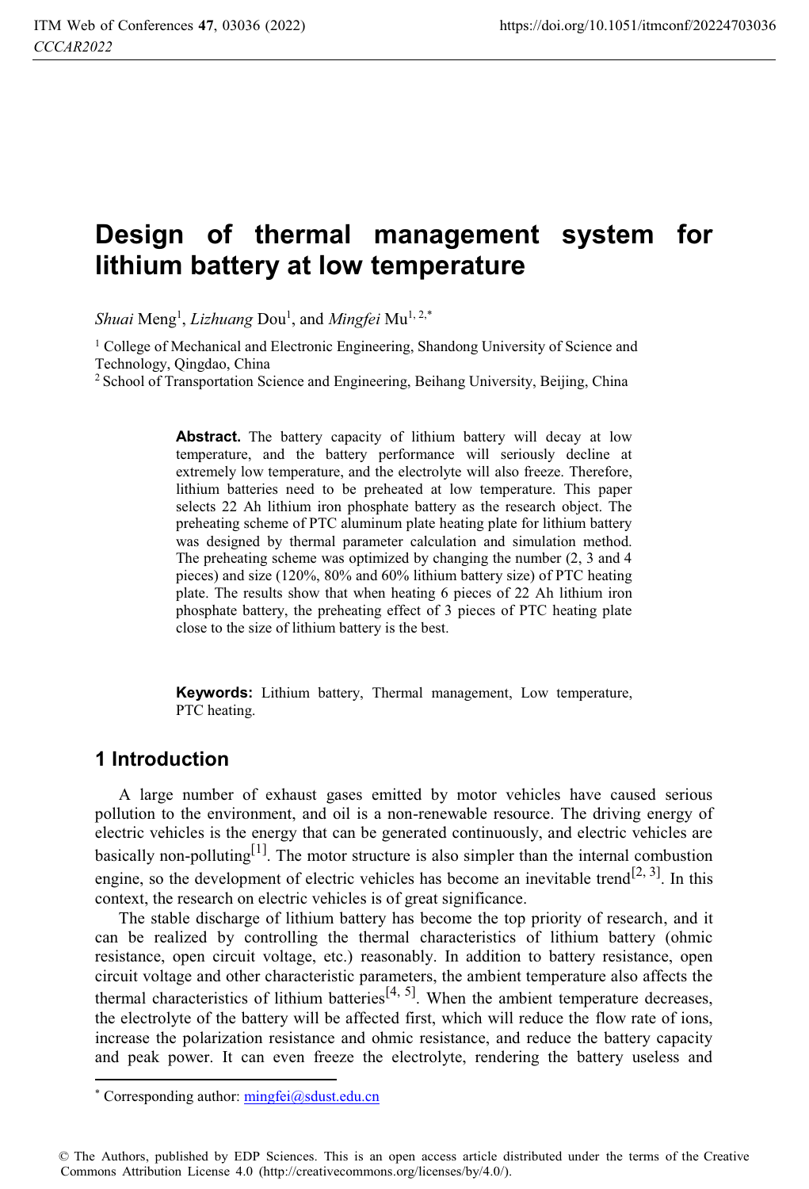# Design of thermal management system for lithium battery at low temperature

*Shuai* Meng[1], *Lizhuang* Dou[1], and *Mingfei* Mu[1, 2,*]

[1] College of Mechanical and Electronic Engineering, Shandong University of Science and Technology, Qingdao, China

[2] School of Transportation Science and Engineering, Beihang University, Beijing, China

**Abstract.** The battery capacity of lithium battery will decay at low temperature, and the battery performance will seriously decline at extremely low temperature, and the electrolyte will also freeze. Therefore, lithium batteries need to be preheated at low temperature. This paper selects 22 Ah lithium iron phosphate battery as the research object. The preheating scheme of PTC aluminum plate heating plate for lithium battery was designed by thermal parameter calculation and simulation method. The preheating scheme was optimized by changing the number (2, 3 and 4 pieces) and size (120%, 80% and 60% lithium battery size) of PTC heating plate. The results show that when heating 6 pieces of 22 Ah lithium iron phosphate battery, the preheating effect of 3 pieces of PTC heating plate close to the size of lithium battery is the best.

**Keywords:** Lithium battery, Thermal management, Low temperature, PTC heating.

## 1 Introduction

A large number of exhaust gases emitted by motor vehicles have caused serious pollution to the environment, and oil is a non-renewable resource. The driving energy of electric vehicles is the energy that can be generated continuously, and electric vehicles are basically non-polluting[1]. The motor structure is also simpler than the internal combustion engine, so the development of electric vehicles has become an inevitable trend[2, 3]. In this context, the research on electric vehicles is of great significance.

The stable discharge of lithium battery has become the top priority of research, and it can be realized by controlling the thermal characteristics of lithium battery (ohmic resistance, open circuit voltage, etc.) reasonably. In addition to battery resistance, open circuit voltage and other characteristic parameters, the ambient temperature also affects the thermal characteristics of lithium batteries[4, 5]. When the ambient temperature decreases, the electrolyte of the battery will be affected first, which will reduce the flow rate of ions, increase the polarization resistance and ohmic resistance, and reduce the battery capacity and peak power. It can even freeze the electrolyte, rendering the battery useless and

[*] Corresponding author: mingfei@sdust.edu.cn

© The Authors, published by EDP Sciences. This is an open access article distributed under the terms of the Creative Commons Attribution License 4.0 (http://creativecommons.org/licenses/by/4.0/).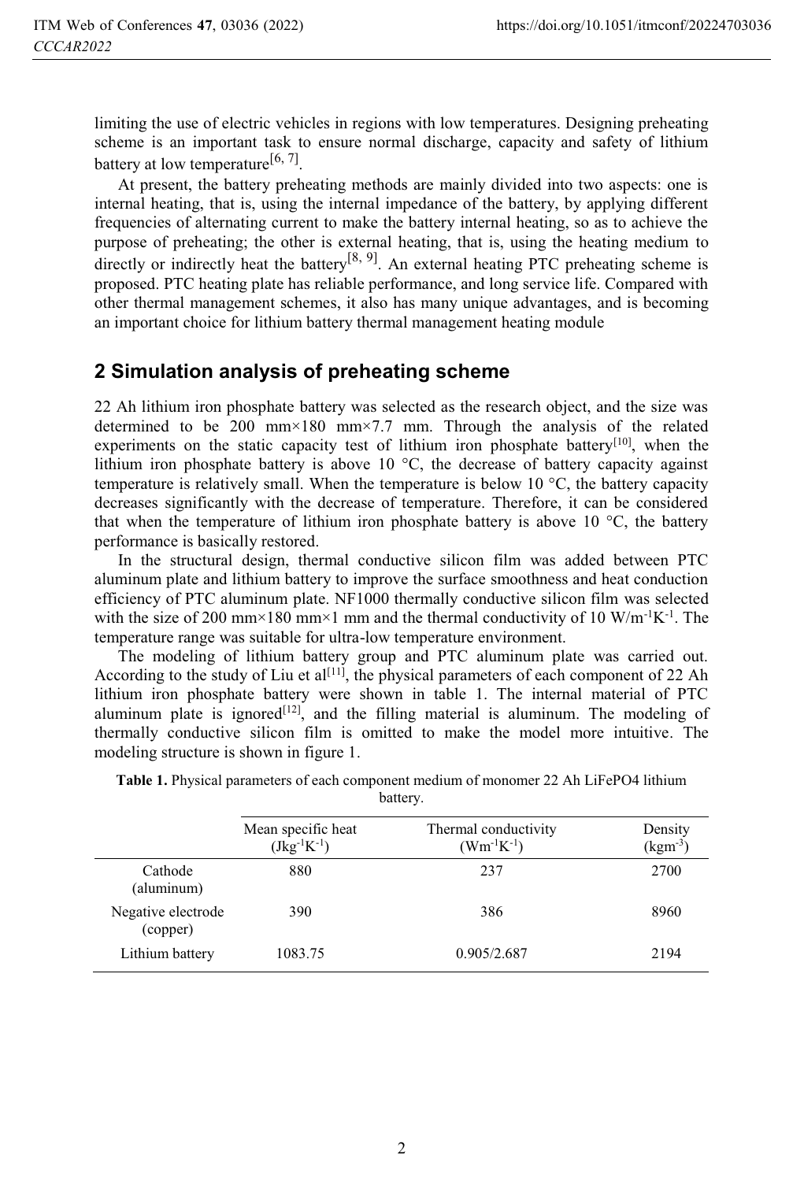limiting the use of electric vehicles in regions with low temperatures. Designing preheating scheme is an important task to ensure normal discharge, capacity and safety of lithium battery at low temperature[6, 7].

At present, the battery preheating methods are mainly divided into two aspects: one is internal heating, that is, using the internal impedance of the battery, by applying different frequencies of alternating current to make the battery internal heating, so as to achieve the purpose of preheating; the other is external heating, that is, using the heating medium to directly or indirectly heat the battery[8, 9]. An external heating PTC preheating scheme is proposed. PTC heating plate has reliable performance, and long service life. Compared with other thermal management schemes, it also has many unique advantages, and is becoming an important choice for lithium battery thermal management heating module

## 2 Simulation analysis of preheating scheme

22 Ah lithium iron phosphate battery was selected as the research object, and the size was determined to be 200 mm×180 mm×7.7 mm. Through the analysis of the related experiments on the static capacity test of lithium iron phosphate battery[10], when the lithium iron phosphate battery is above 10 °C, the decrease of battery capacity against temperature is relatively small. When the temperature is below 10 °C, the battery capacity decreases significantly with the decrease of temperature. Therefore, it can be considered that when the temperature of lithium iron phosphate battery is above 10 °C, the battery performance is basically restored.

In the structural design, thermal conductive silicon film was added between PTC aluminum plate and lithium battery to improve the surface smoothness and heat conduction efficiency of PTC aluminum plate. NF1000 thermally conductive silicon film was selected with the size of 200 mm×180 mm×1 mm and the thermal conductivity of 10 $W/m^{-1}K^{-1}$. The temperature range was suitable for ultra-low temperature environment.

The modeling of lithium battery group and PTC aluminum plate was carried out. According to the study of Liu et al[11], the physical parameters of each component of 22 Ah lithium iron phosphate battery were shown in table 1. The internal material of PTC aluminum plate is ignored[12], and the filling material is aluminum. The modeling of thermally conductive silicon film is omitted to make the model more intuitive. The modeling structure is shown in figure 1.

**Table 1.** Physical parameters of each component medium of monomer 22 Ah $LiFePO_4$ lithium battery.

| | Mean specific heat ($Jkg^{-1}K^{-1}$) | Thermal conductivity ($Wm^{-1}K^{-1}$) | Density ($kgm^{-3}$) |
|---|---|---|---|
| Cathode (aluminum) | 880 | 237 | 2700 |
| Negative electrode (copper) | 390 | 386 | 8960 |
| Lithium battery | 1083.75 | 0.905/2.687 | 2194 |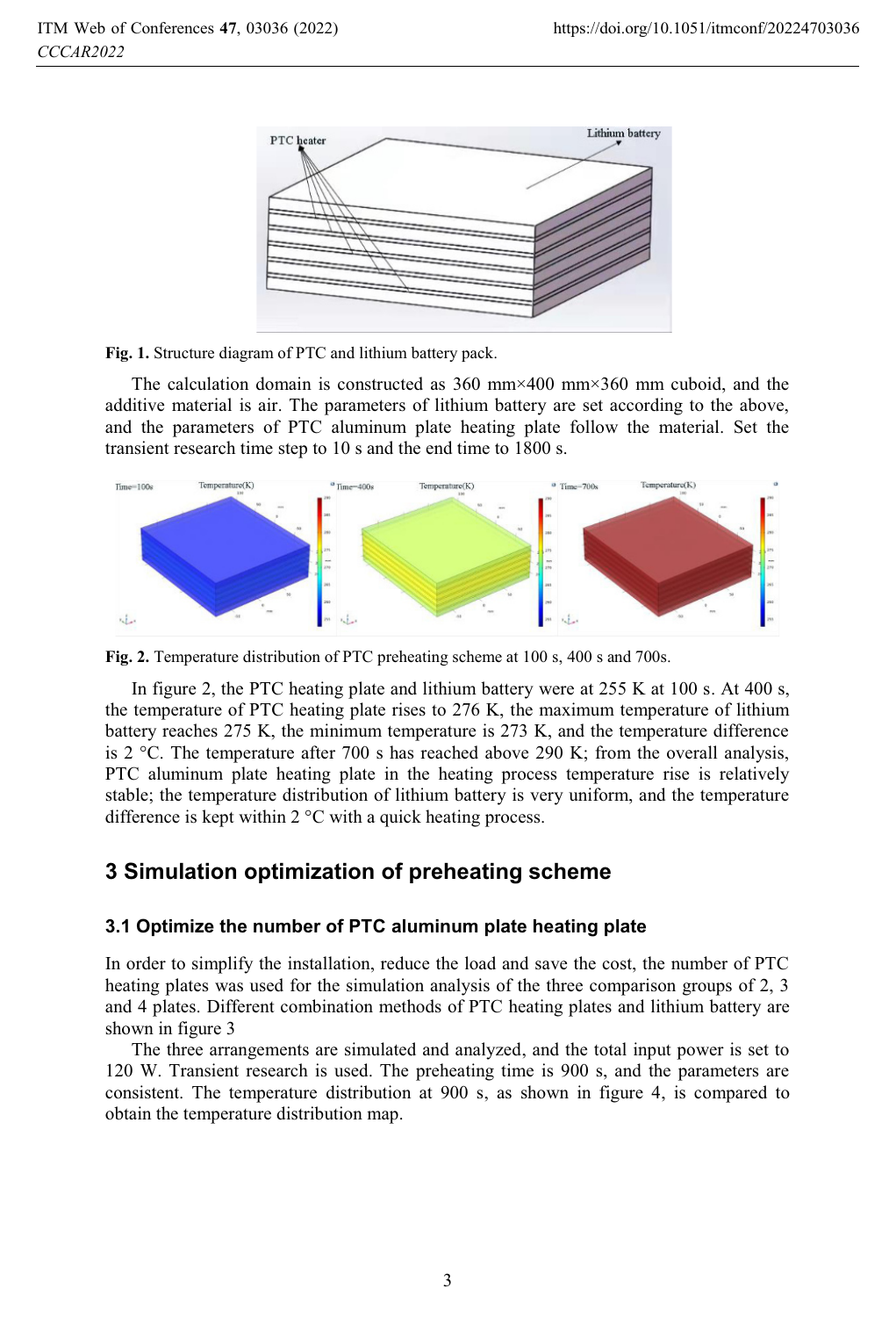**Fig. 1.** Structure diagram of PTC and lithium battery pack.

The calculation domain is constructed as 360 mm×400 mm×360 mm cuboid, and the additive material is air. The parameters of lithium battery are set according to the above, and the parameters of PTC aluminum plate heating plate follow the material. Set the transient research time step to 10 s and the end time to 1800 s.

**Fig. 2.** Temperature distribution of PTC preheating scheme at 100 s, 400 s and 700s.

In figure 2, the PTC heating plate and lithium battery were at 255 K at 100 s. At 400 s, the temperature of PTC heating plate rises to 276 K, the maximum temperature of lithium battery reaches 275 K, the minimum temperature is 273 K, and the temperature difference is 2 °C. The temperature after 700 s has reached above 290 K; from the overall analysis, PTC aluminum plate heating plate in the heating process temperature rise is relatively stable; the temperature distribution of lithium battery is very uniform, and the temperature difference is kept within 2 °C with a quick heating process.

## 3 Simulation optimization of preheating scheme

### 3.1 Optimize the number of PTC aluminum plate heating plate

In order to simplify the installation, reduce the load and save the cost, the number of PTC heating plates was used for the simulation analysis of the three comparison groups of 2, 3 and 4 plates. Different combination methods of PTC heating plates and lithium battery are shown in figure 3

The three arrangements are simulated and analyzed, and the total input power is set to 120 W. Transient research is used. The preheating time is 900 s, and the parameters are consistent. The temperature distribution at 900 s, as shown in figure 4, is compared to obtain the temperature distribution map.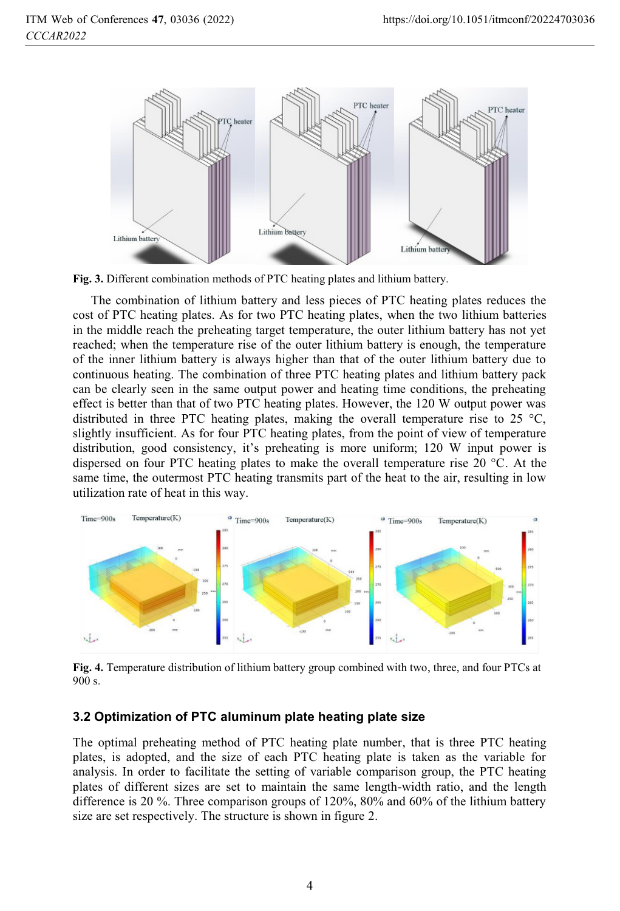**Fig. 3.** Different combination methods of PTC heating plates and lithium battery.

The combination of lithium battery and less pieces of PTC heating plates reduces the cost of PTC heating plates. As for two PTC heating plates, when the two lithium batteries in the middle reach the preheating target temperature, the outer lithium battery has not yet reached; when the temperature rise of the outer lithium battery is enough, the temperature of the inner lithium battery is always higher than that of the outer lithium battery due to continuous heating. The combination of three PTC heating plates and lithium battery pack can be clearly seen in the same output power and heating time conditions, the preheating effect is better than that of two PTC heating plates. However, the 120 W output power was distributed in three PTC heating plates, making the overall temperature rise to 25 °C, slightly insufficient. As for four PTC heating plates, from the point of view of temperature distribution, good consistency, it's preheating is more uniform; 120 W input power is dispersed on four PTC heating plates to make the overall temperature rise 20 °C. At the same time, the outermost PTC heating transmits part of the heat to the air, resulting in low utilization rate of heat in this way.

**Fig. 4.** Temperature distribution of lithium battery group combined with two, three, and four PTCs at 900 s.

### 3.2 Optimization of PTC aluminum plate heating plate size

The optimal preheating method of PTC heating plate number, that is three PTC heating plates, is adopted, and the size of each PTC heating plate is taken as the variable for analysis. In order to facilitate the setting of variable comparison group, the PTC heating plates of different sizes are set to maintain the same length-width ratio, and the length difference is 20 %. Three comparison groups of 120%, 80% and 60% of the lithium battery size are set respectively. The structure is shown in figure 2.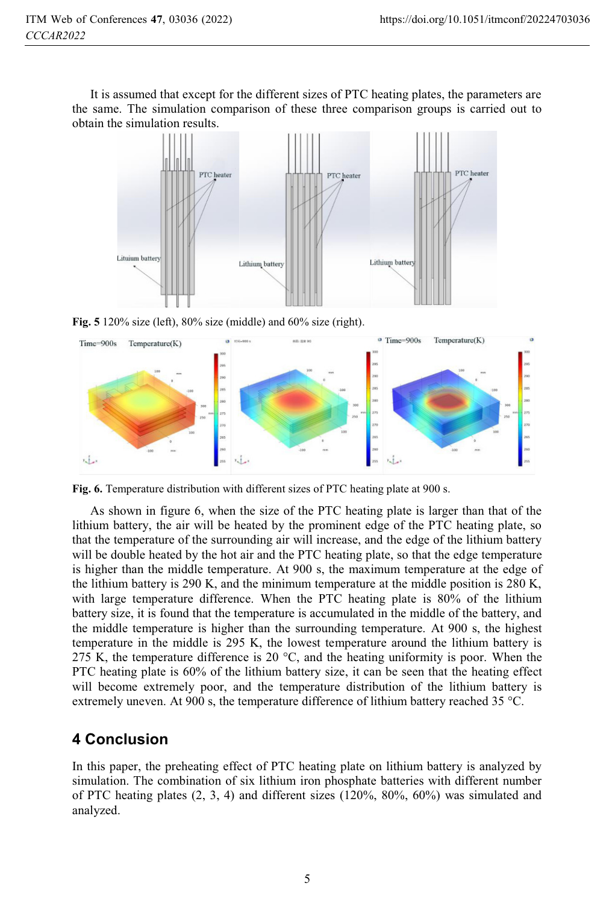It is assumed that except for the different sizes of PTC heating plates, the parameters are the same. The simulation comparison of these three comparison groups is carried out to obtain the simulation results.

**Fig. 5** 120% size (left), 80% size (middle) and 60% size (right).

**Fig. 6.** Temperature distribution with different sizes of PTC heating plate at 900 s.

As shown in figure 6, when the size of the PTC heating plate is larger than that of the lithium battery, the air will be heated by the prominent edge of the PTC heating plate, so that the temperature of the surrounding air will increase, and the edge of the lithium battery will be double heated by the hot air and the PTC heating plate, so that the edge temperature is higher than the middle temperature. At 900 s, the maximum temperature at the edge of the lithium battery is 290 K, and the minimum temperature at the middle position is 280 K, with large temperature difference. When the PTC heating plate is 80% of the lithium battery size, it is found that the temperature is accumulated in the middle of the battery, and the middle temperature is higher than the surrounding temperature. At 900 s, the highest temperature in the middle is 295 K, the lowest temperature around the lithium battery is 275 K, the temperature difference is 20 °C, and the heating uniformity is poor. When the PTC heating plate is 60% of the lithium battery size, it can be seen that the heating effect will become extremely poor, and the temperature distribution of the lithium battery is extremely uneven. At 900 s, the temperature difference of lithium battery reached 35 °C.

## 4 Conclusion

In this paper, the preheating effect of PTC heating plate on lithium battery is analyzed by simulation. The combination of six lithium iron phosphate batteries with different number of PTC heating plates (2, 3, 4) and different sizes (120%, 80%, 60%) was simulated and analyzed.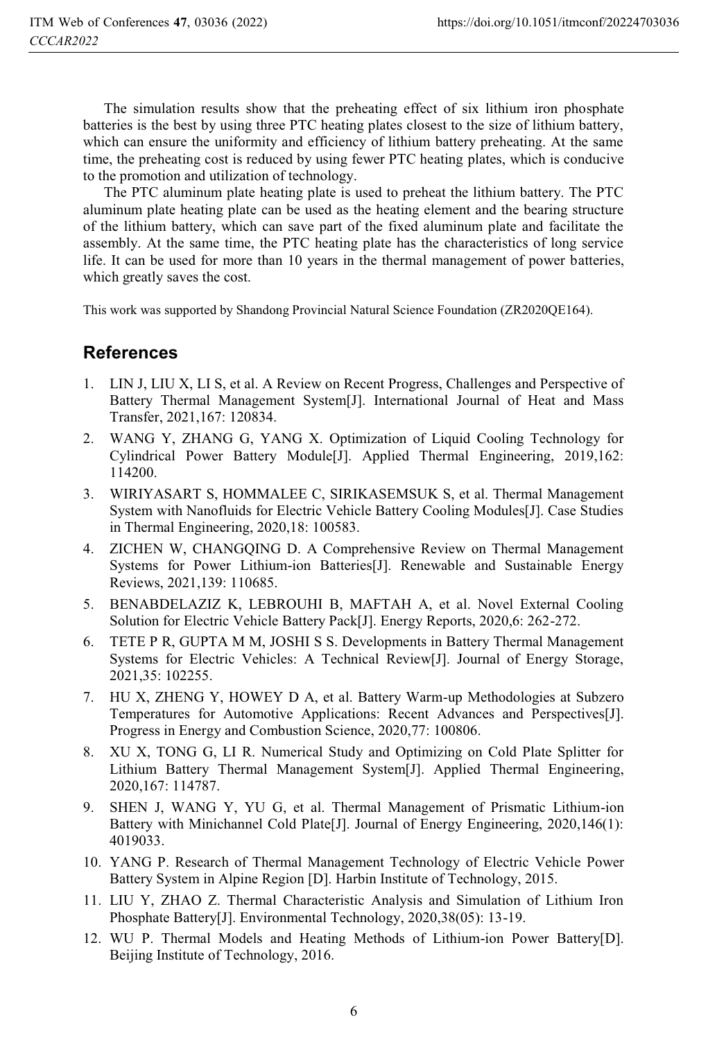The simulation results show that the preheating effect of six lithium iron phosphate batteries is the best by using three PTC heating plates closest to the size of lithium battery, which can ensure the uniformity and efficiency of lithium battery preheating. At the same time, the preheating cost is reduced by using fewer PTC heating plates, which is conducive to the promotion and utilization of technology.

The PTC aluminum plate heating plate is used to preheat the lithium battery. The PTC aluminum plate heating plate can be used as the heating element and the bearing structure of the lithium battery, which can save part of the fixed aluminum plate and facilitate the assembly. At the same time, the PTC heating plate has the characteristics of long service life. It can be used for more than 10 years in the thermal management of power batteries, which greatly saves the cost.

This work was supported by Shandong Provincial Natural Science Foundation (ZR2020QE164).

## References

1. LIN J, LIU X, LI S, et al. A Review on Recent Progress, Challenges and Perspective of Battery Thermal Management System[J]. International Journal of Heat and Mass Transfer, 2021,167: 120834.
2. WANG Y, ZHANG G, YANG X. Optimization of Liquid Cooling Technology for Cylindrical Power Battery Module[J]. Applied Thermal Engineering, 2019,162: 114200.
3. WIRIYASART S, HOMMALEE C, SIRIKASEMSUK S, et al. Thermal Management System with Nanofluids for Electric Vehicle Battery Cooling Modules[J]. Case Studies in Thermal Engineering, 2020,18: 100583.
4. ZICHEN W, CHANGQING D. A Comprehensive Review on Thermal Management Systems for Power Lithium-ion Batteries[J]. Renewable and Sustainable Energy Reviews, 2021,139: 110685.
5. BENABDELAZIZ K, LEBROUHI B, MAFTAH A, et al. Novel External Cooling Solution for Electric Vehicle Battery Pack[J]. Energy Reports, 2020,6: 262-272.
6. TETE P R, GUPTA M M, JOSHI S S. Developments in Battery Thermal Management Systems for Electric Vehicles: A Technical Review[J]. Journal of Energy Storage, 2021,35: 102255.
7. HU X, ZHENG Y, HOWEY D A, et al. Battery Warm-up Methodologies at Subzero Temperatures for Automotive Applications: Recent Advances and Perspectives[J]. Progress in Energy and Combustion Science, 2020,77: 100806.
8. XU X, TONG G, LI R. Numerical Study and Optimizing on Cold Plate Splitter for Lithium Battery Thermal Management System[J]. Applied Thermal Engineering, 2020,167: 114787.
9. SHEN J, WANG Y, YU G, et al. Thermal Management of Prismatic Lithium-ion Battery with Minichannel Cold Plate[J]. Journal of Energy Engineering, 2020,146(1): 4019033.
10. YANG P. Research of Thermal Management Technology of Electric Vehicle Power Battery System in Alpine Region [D]. Harbin Institute of Technology, 2015.
11. LIU Y, ZHAO Z. Thermal Characteristic Analysis and Simulation of Lithium Iron Phosphate Battery[J]. Environmental Technology, 2020,38(05): 13-19.
12. WU P. Thermal Models and Heating Methods of Lithium-ion Power Battery[D]. Beijing Institute of Technology, 2016.